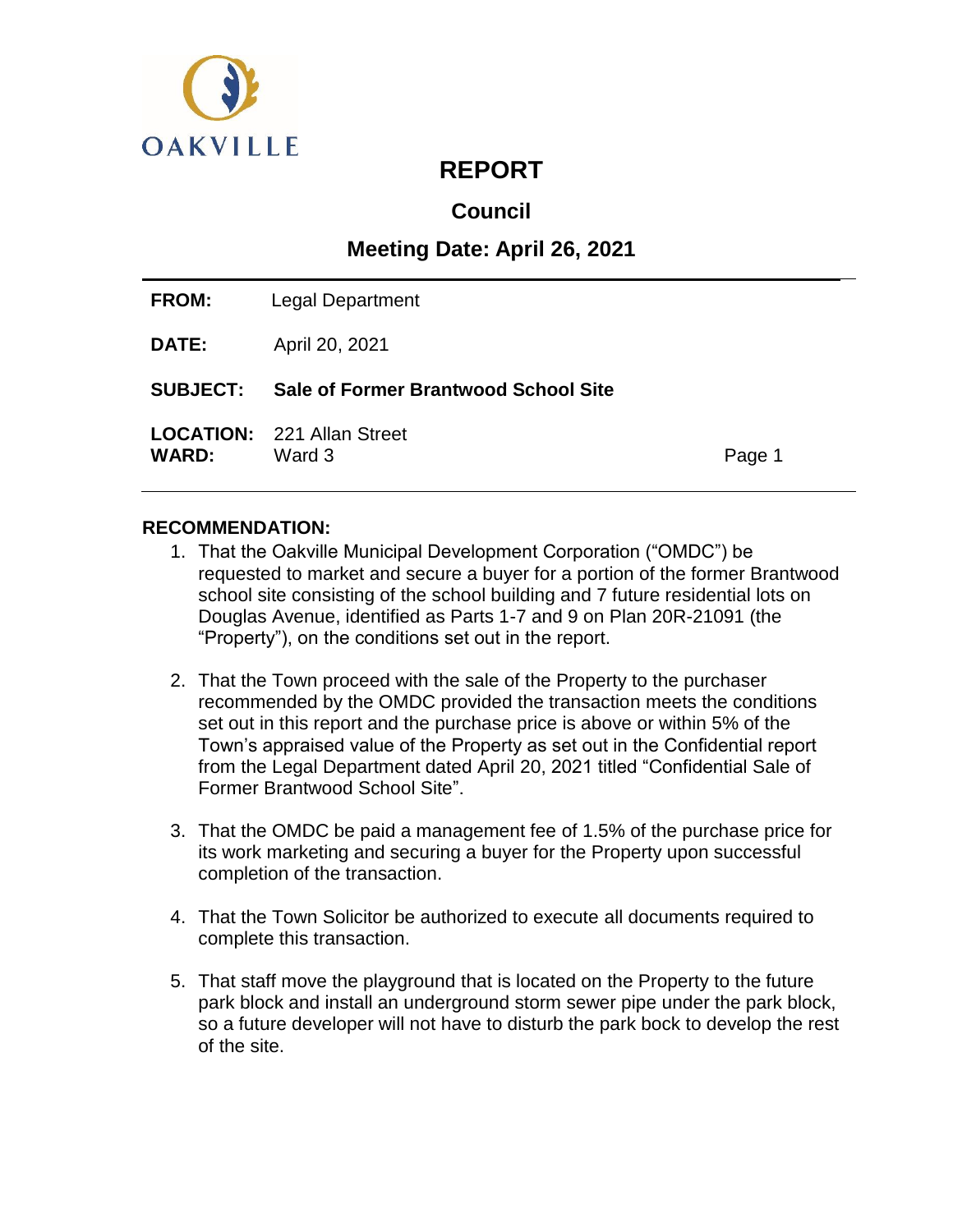OAKVILLE

# REPORT

## Council

## Meeting Date: April 26, 2021

| | |
|---|---|
| **FROM:** | Legal Department |
| **DATE:** | April 20, 2021 |
| **SUBJECT:** | **Sale of Former Brantwood School Site** |
| **LOCATION:** | 221 Allan Street |
| **WARD:** | Ward 3 |

**RECOMMENDATION:**

1. That the Oakville Municipal Development Corporation ("OMDC") be requested to market and secure a buyer for a portion of the former Brantwood school site consisting of the school building and 7 future residential lots on Douglas Avenue, identified as Parts 1-7 and 9 on Plan 20R-21091 (the "Property"), on the conditions set out in the report.

2. That the Town proceed with the sale of the Property to the purchaser recommended by the OMDC provided the transaction meets the conditions set out in this report and the purchase price is above or within 5% of the Town's appraised value of the Property as set out in the Confidential report from the Legal Department dated April 20, 2021 titled "Confidential Sale of Former Brantwood School Site".

3. That the OMDC be paid a management fee of 1.5% of the purchase price for its work marketing and securing a buyer for the Property upon successful completion of the transaction.

4. That the Town Solicitor be authorized to execute all documents required to complete this transaction.

5. That staff move the playground that is located on the Property to the future park block and install an underground storm sewer pipe under the park block, so a future developer will not have to disturb the park bock to develop the rest of the site.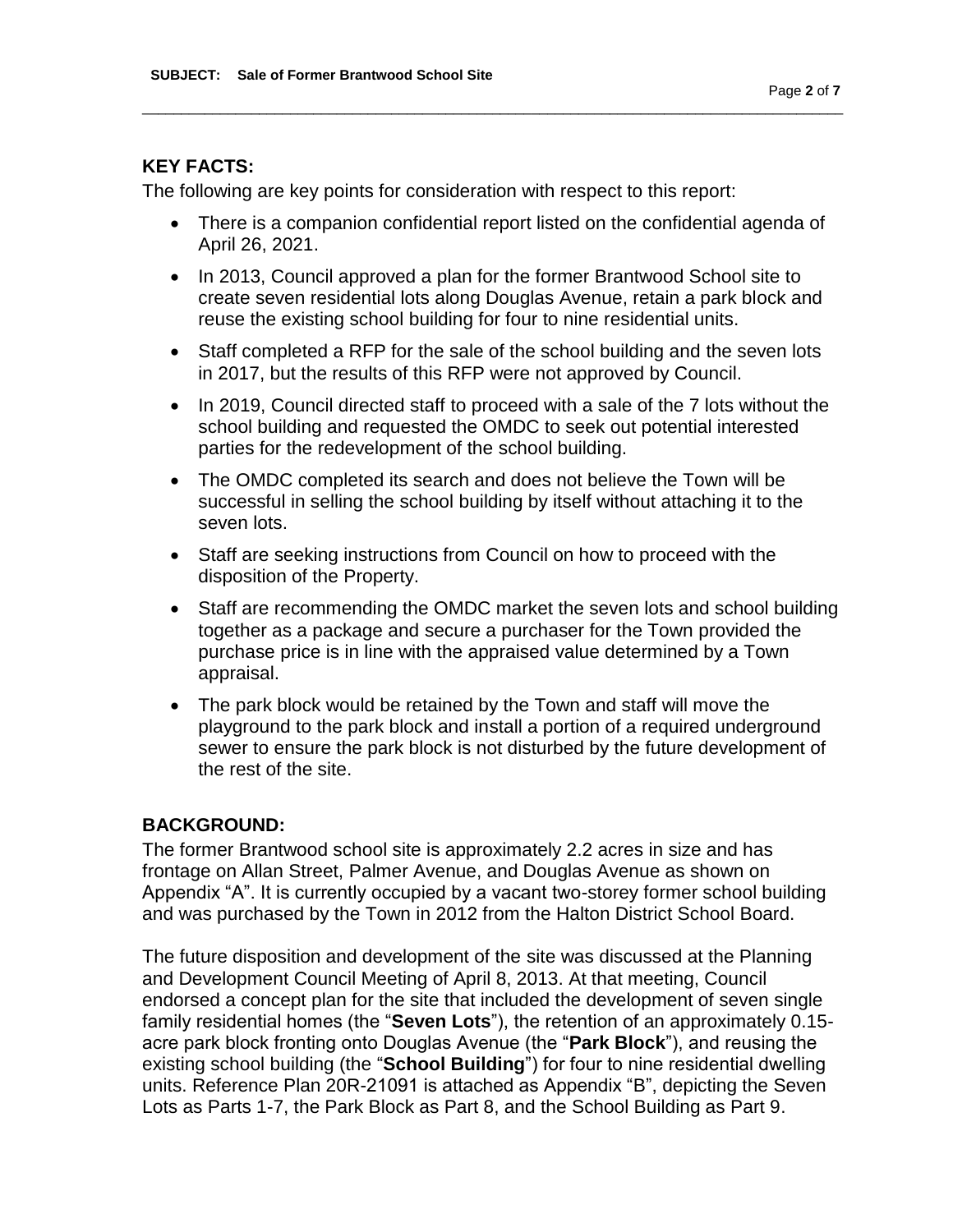## KEY FACTS:

The following are key points for consideration with respect to this report:

- There is a companion confidential report listed on the confidential agenda of April 26, 2021.
- In 2013, Council approved a plan for the former Brantwood School site to create seven residential lots along Douglas Avenue, retain a park block and reuse the existing school building for four to nine residential units.
- Staff completed a RFP for the sale of the school building and the seven lots in 2017, but the results of this RFP were not approved by Council.
- In 2019, Council directed staff to proceed with a sale of the 7 lots without the school building and requested the OMDC to seek out potential interested parties for the redevelopment of the school building.
- The OMDC completed its search and does not believe the Town will be successful in selling the school building by itself without attaching it to the seven lots.
- Staff are seeking instructions from Council on how to proceed with the disposition of the Property.
- Staff are recommending the OMDC market the seven lots and school building together as a package and secure a purchaser for the Town provided the purchase price is in line with the appraised value determined by a Town appraisal.
- The park block would be retained by the Town and staff will move the playground to the park block and install a portion of a required underground sewer to ensure the park block is not disturbed by the future development of the rest of the site.

## BACKGROUND:

The former Brantwood school site is approximately 2.2 acres in size and has frontage on Allan Street, Palmer Avenue, and Douglas Avenue as shown on Appendix "A". It is currently occupied by a vacant two-storey former school building and was purchased by the Town in 2012 from the Halton District School Board.

The future disposition and development of the site was discussed at the Planning and Development Council Meeting of April 8, 2013. At that meeting, Council endorsed a concept plan for the site that included the development of seven single family residential homes (the "**Seven Lots**"), the retention of an approximately 0.15-acre park block fronting onto Douglas Avenue (the "**Park Block**"), and reusing the existing school building (the "**School Building**") for four to nine residential dwelling units. Reference Plan 20R-21091 is attached as Appendix "B", depicting the Seven Lots as Parts 1-7, the Park Block as Part 8, and the School Building as Part 9.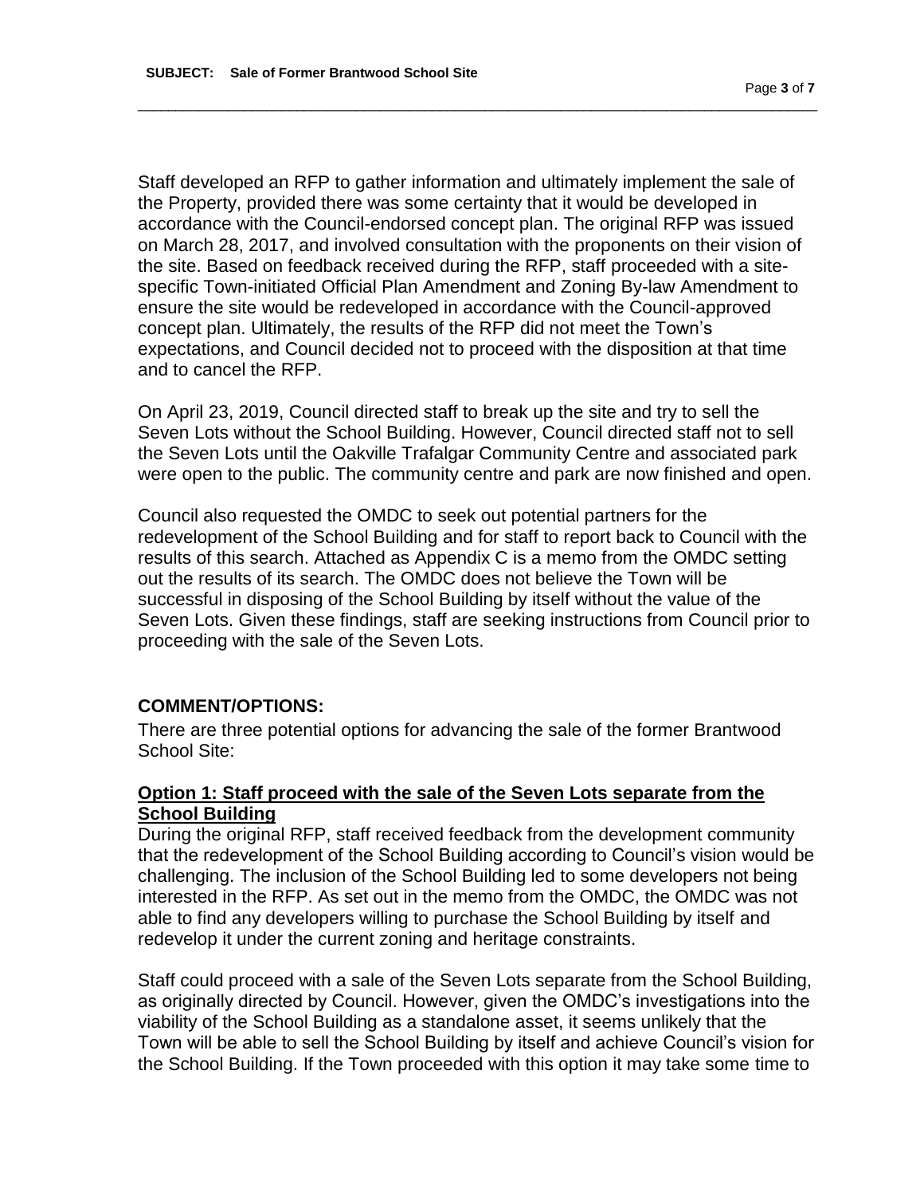Staff developed an RFP to gather information and ultimately implement the sale of the Property, provided there was some certainty that it would be developed in accordance with the Council-endorsed concept plan. The original RFP was issued on March 28, 2017, and involved consultation with the proponents on their vision of the site. Based on feedback received during the RFP, staff proceeded with a site-specific Town-initiated Official Plan Amendment and Zoning By-law Amendment to ensure the site would be redeveloped in accordance with the Council-approved concept plan. Ultimately, the results of the RFP did not meet the Town's expectations, and Council decided not to proceed with the disposition at that time and to cancel the RFP.

On April 23, 2019, Council directed staff to break up the site and try to sell the Seven Lots without the School Building. However, Council directed staff not to sell the Seven Lots until the Oakville Trafalgar Community Centre and associated park were open to the public. The community centre and park are now finished and open.

Council also requested the OMDC to seek out potential partners for the redevelopment of the School Building and for staff to report back to Council with the results of this search. Attached as Appendix C is a memo from the OMDC setting out the results of its search. The OMDC does not believe the Town will be successful in disposing of the School Building by itself without the value of the Seven Lots. Given these findings, staff are seeking instructions from Council prior to proceeding with the sale of the Seven Lots.

## COMMENT/OPTIONS:

There are three potential options for advancing the sale of the former Brantwood School Site:

### Option 1: Staff proceed with the sale of the Seven Lots separate from the School Building

During the original RFP, staff received feedback from the development community that the redevelopment of the School Building according to Council's vision would be challenging. The inclusion of the School Building led to some developers not being interested in the RFP. As set out in the memo from the OMDC, the OMDC was not able to find any developers willing to purchase the School Building by itself and redevelop it under the current zoning and heritage constraints.

Staff could proceed with a sale of the Seven Lots separate from the School Building, as originally directed by Council. However, given the OMDC's investigations into the viability of the School Building as a standalone asset, it seems unlikely that the Town will be able to sell the School Building by itself and achieve Council's vision for the School Building. If the Town proceeded with this option it may take some time to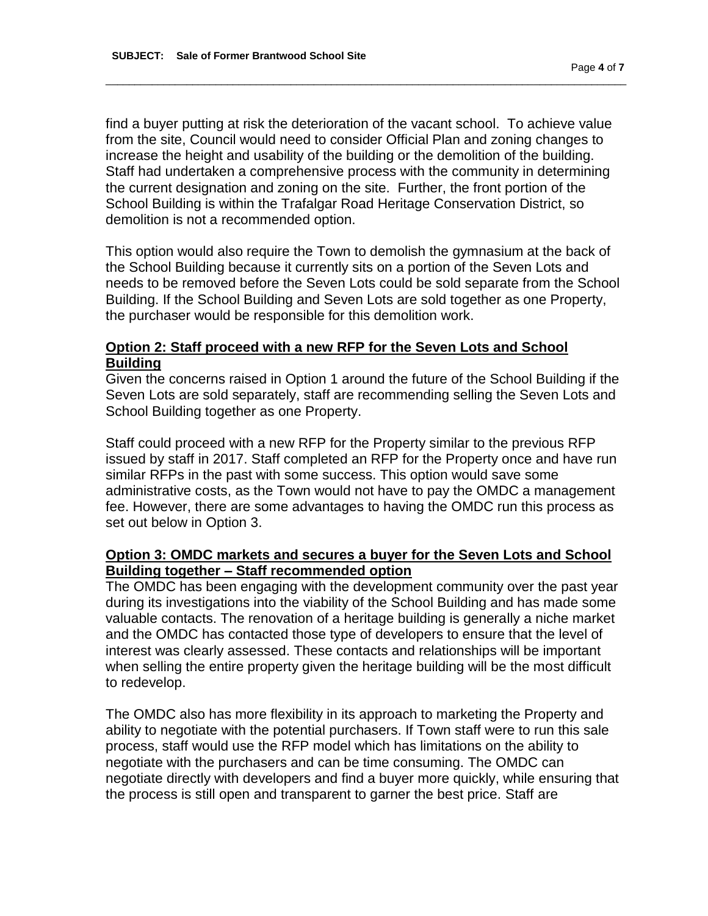find a buyer putting at risk the deterioration of the vacant school. To achieve value from the site, Council would need to consider Official Plan and zoning changes to increase the height and usability of the building or the demolition of the building. Staff had undertaken a comprehensive process with the community in determining the current designation and zoning on the site. Further, the front portion of the School Building is within the Trafalgar Road Heritage Conservation District, so demolition is not a recommended option.

This option would also require the Town to demolish the gymnasium at the back of the School Building because it currently sits on a portion of the Seven Lots and needs to be removed before the Seven Lots could be sold separate from the School Building. If the School Building and Seven Lots are sold together as one Property, the purchaser would be responsible for this demolition work.

**Option 2: Staff proceed with a new RFP for the Seven Lots and School Building**

Given the concerns raised in Option 1 around the future of the School Building if the Seven Lots are sold separately, staff are recommending selling the Seven Lots and School Building together as one Property.

Staff could proceed with a new RFP for the Property similar to the previous RFP issued by staff in 2017. Staff completed an RFP for the Property once and have run similar RFPs in the past with some success. This option would save some administrative costs, as the Town would not have to pay the OMDC a management fee. However, there are some advantages to having the OMDC run this process as set out below in Option 3.

**Option 3: OMDC markets and secures a buyer for the Seven Lots and School Building together – Staff recommended option**

The OMDC has been engaging with the development community over the past year during its investigations into the viability of the School Building and has made some valuable contacts. The renovation of a heritage building is generally a niche market and the OMDC has contacted those type of developers to ensure that the level of interest was clearly assessed. These contacts and relationships will be important when selling the entire property given the heritage building will be the most difficult to redevelop.

The OMDC also has more flexibility in its approach to marketing the Property and ability to negotiate with the potential purchasers. If Town staff were to run this sale process, staff would use the RFP model which has limitations on the ability to negotiate with the purchasers and can be time consuming. The OMDC can negotiate directly with developers and find a buyer more quickly, while ensuring that the process is still open and transparent to garner the best price. Staff are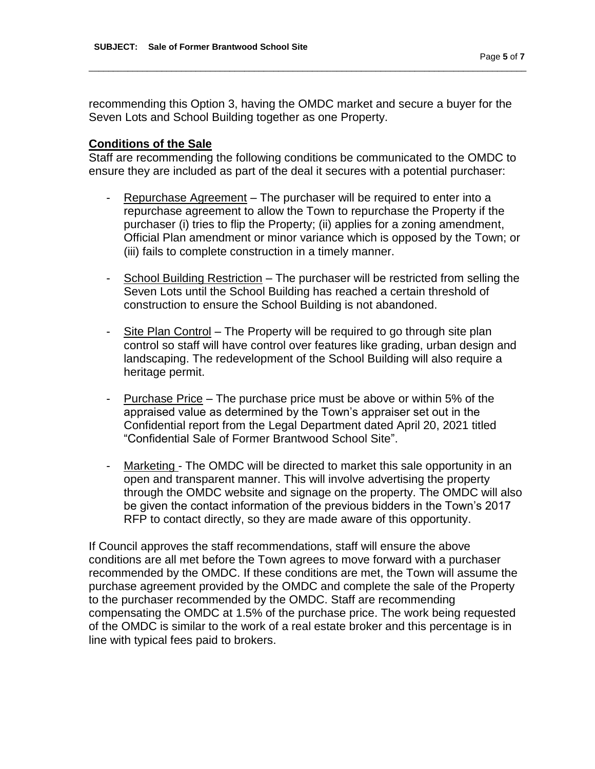recommending this Option 3, having the OMDC market and secure a buyer for the Seven Lots and School Building together as one Property.

**Conditions of the Sale**

Staff are recommending the following conditions be communicated to the OMDC to ensure they are included as part of the deal it secures with a potential purchaser:

- Repurchase Agreement – The purchaser will be required to enter into a repurchase agreement to allow the Town to repurchase the Property if the purchaser (i) tries to flip the Property; (ii) applies for a zoning amendment, Official Plan amendment or minor variance which is opposed by the Town; or (iii) fails to complete construction in a timely manner.

- School Building Restriction – The purchaser will be restricted from selling the Seven Lots until the School Building has reached a certain threshold of construction to ensure the School Building is not abandoned.

- Site Plan Control – The Property will be required to go through site plan control so staff will have control over features like grading, urban design and landscaping. The redevelopment of the School Building will also require a heritage permit.

- Purchase Price – The purchase price must be above or within 5% of the appraised value as determined by the Town's appraiser set out in the Confidential report from the Legal Department dated April 20, 2021 titled "Confidential Sale of Former Brantwood School Site".

- Marketing - The OMDC will be directed to market this sale opportunity in an open and transparent manner. This will involve advertising the property through the OMDC website and signage on the property. The OMDC will also be given the contact information of the previous bidders in the Town's 2017 RFP to contact directly, so they are made aware of this opportunity.

If Council approves the staff recommendations, staff will ensure the above conditions are all met before the Town agrees to move forward with a purchaser recommended by the OMDC. If these conditions are met, the Town will assume the purchase agreement provided by the OMDC and complete the sale of the Property to the purchaser recommended by the OMDC. Staff are recommending compensating the OMDC at 1.5% of the purchase price. The work being requested of the OMDC is similar to the work of a real estate broker and this percentage is in line with typical fees paid to brokers.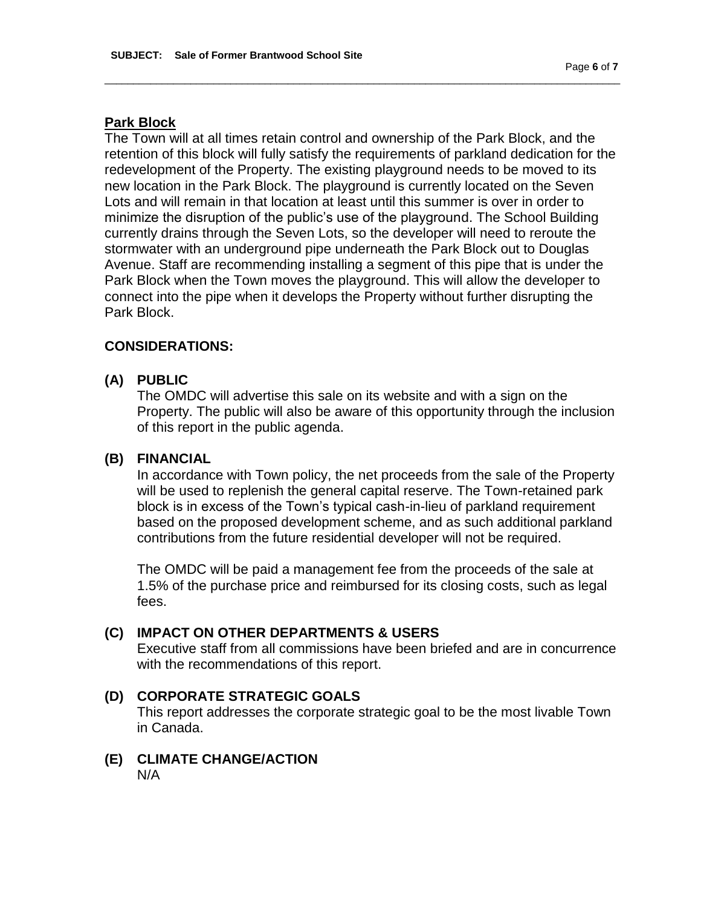**Park Block**

The Town will at all times retain control and ownership of the Park Block, and the retention of this block will fully satisfy the requirements of parkland dedication for the redevelopment of the Property. The existing playground needs to be moved to its new location in the Park Block. The playground is currently located on the Seven Lots and will remain in that location at least until this summer is over in order to minimize the disruption of the public's use of the playground. The School Building currently drains through the Seven Lots, so the developer will need to reroute the stormwater with an underground pipe underneath the Park Block out to Douglas Avenue. Staff are recommending installing a segment of this pipe that is under the Park Block when the Town moves the playground. This will allow the developer to connect into the pipe when it develops the Property without further disrupting the Park Block.

## CONSIDERATIONS:

### (A) PUBLIC

The OMDC will advertise this sale on its website and with a sign on the Property. The public will also be aware of this opportunity through the inclusion of this report in the public agenda.

### (B) FINANCIAL

In accordance with Town policy, the net proceeds from the sale of the Property will be used to replenish the general capital reserve. The Town-retained park block is in excess of the Town's typical cash-in-lieu of parkland requirement based on the proposed development scheme, and as such additional parkland contributions from the future residential developer will not be required.

The OMDC will be paid a management fee from the proceeds of the sale at 1.5% of the purchase price and reimbursed for its closing costs, such as legal fees.

### (C) IMPACT ON OTHER DEPARTMENTS & USERS

Executive staff from all commissions have been briefed and are in concurrence with the recommendations of this report.

### (D) CORPORATE STRATEGIC GOALS

This report addresses the corporate strategic goal to be the most livable Town in Canada.

### (E) CLIMATE CHANGE/ACTION

N/A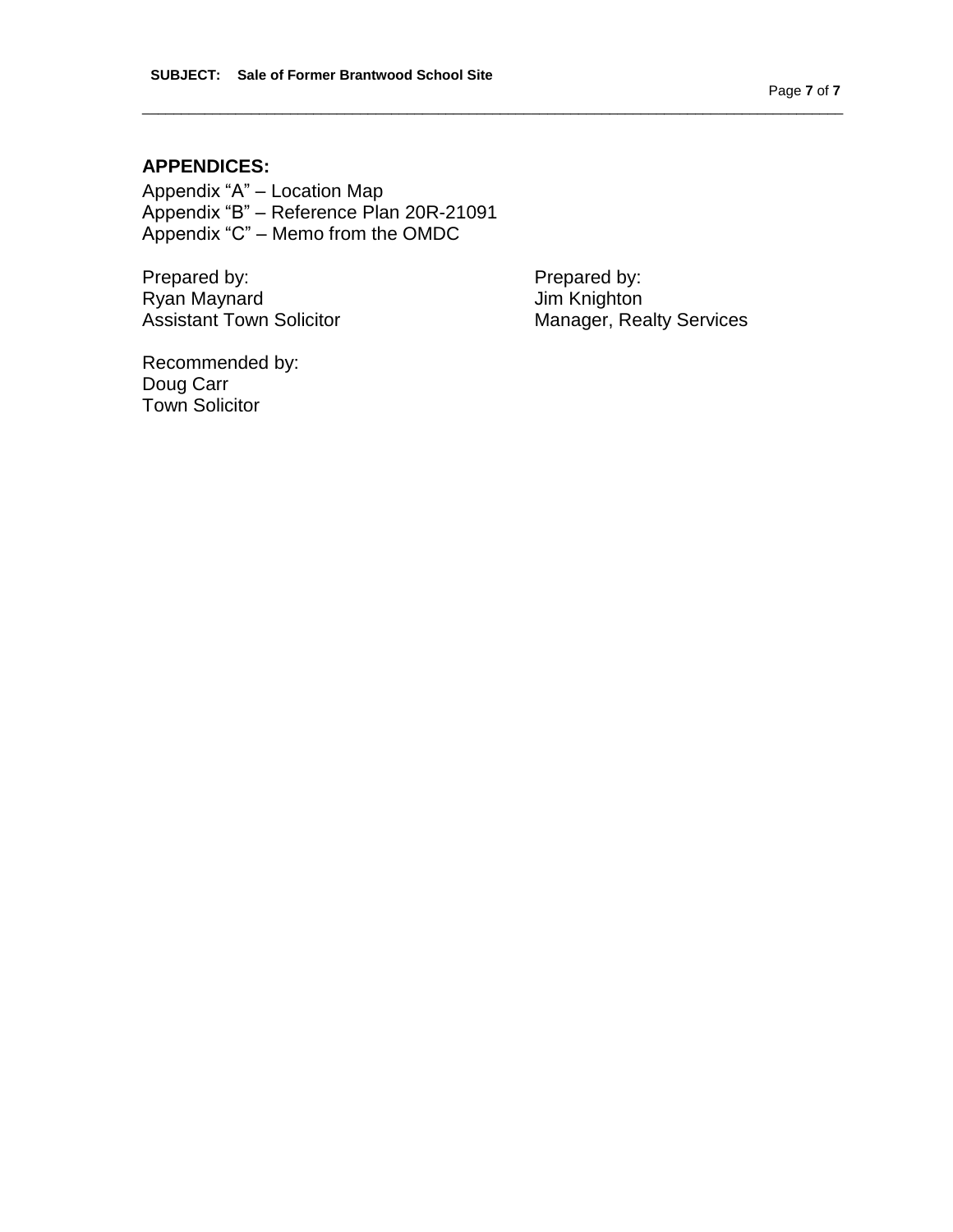## APPENDICES:

Appendix "A" – Location Map
Appendix "B" – Reference Plan 20R-21091
Appendix "C" – Memo from the OMDC

Prepared by:
Ryan Maynard
Assistant Town Solicitor

Prepared by:
Jim Knighton
Manager, Realty Services

Recommended by:
Doug Carr
Town Solicitor